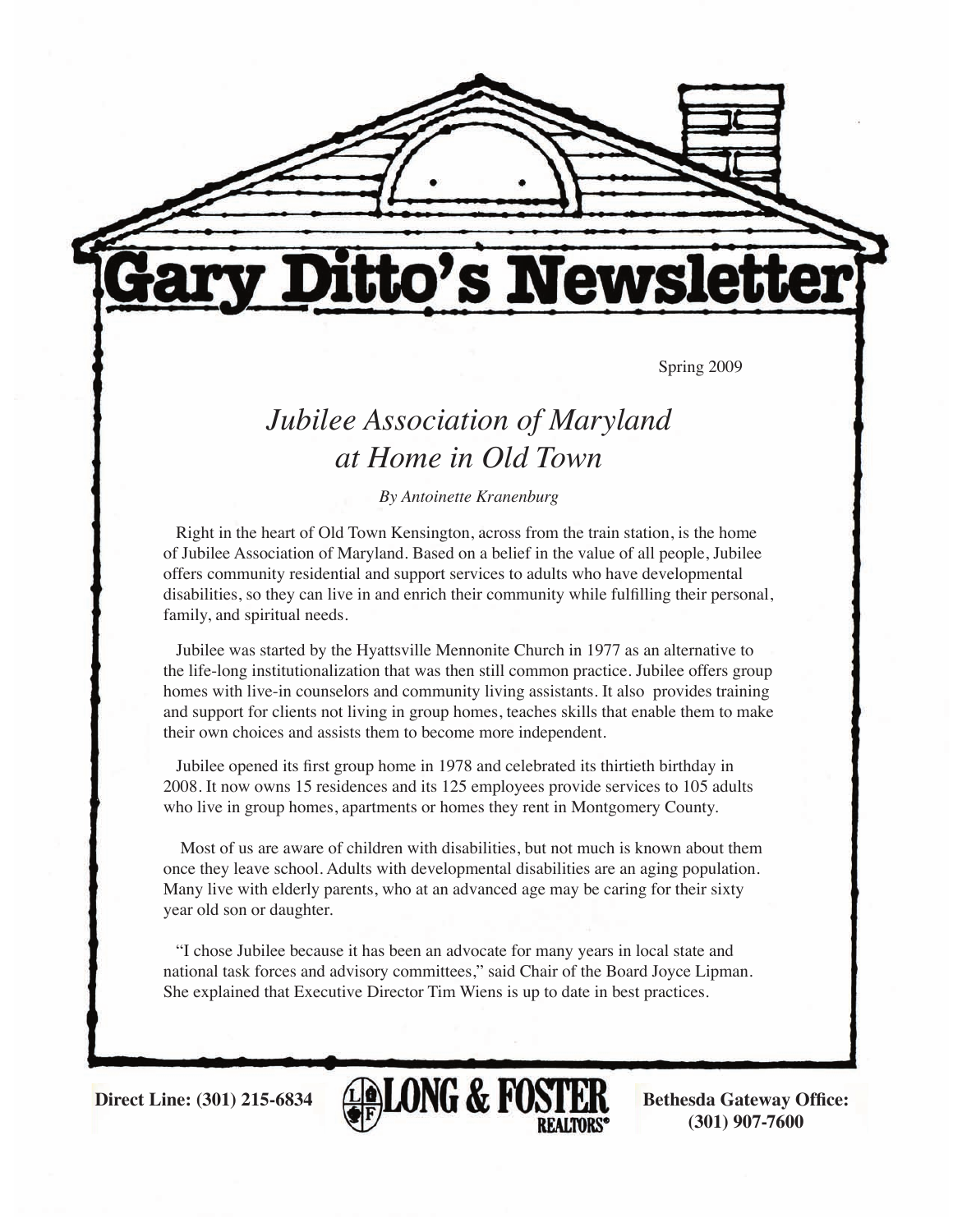# Gary Ditto's Newsletter

Spring 2009

## *Jubilee Association of Maryland at Home in Old Town*

*By Antoinette Kranenburg*

Right in the heart of Old Town Kensington, across from the train station, is the home of Jubilee Association of Maryland. Based on a belief in the value of all people, Jubilee offers community residential and support services to adults who have developmental disabilities, so they can live in and enrich their community while fulfilling their personal, family, and spiritual needs.

Jubilee was started by the Hyattsville Mennonite Church in 1977 as an alternative to the life-long institutionalization that was then still common practice. Jubilee offers group homes with live-in counselors and community living assistants. It also provides training and support for clients not living in group homes, teaches skills that enable them to make their own choices and assists them to become more independent.

Jubilee opened its first group home in 1978 and celebrated its thirtieth birthday in 2008. It now owns 15 residences and its 125 employees provide services to 105 adults who live in group homes, apartments or homes they rent in Montgomery County.

Most of us are aware of children with disabilities, but not much is known about them once they leave school. Adults with developmental disabilities are an aging population. Many live with elderly parents, who at an advanced age may be caring for their sixty year old son or daughter.

"I chose Jubilee because it has been an advocate for many years in local state and national task forces and advisory committees," said Chair of the Board Joyce Lipman. She explained that Executive Director Tim Wiens is up to date in best practices.

**Direct Line: (301) 215-6834** LONG & FOSTER REALTORS® **Bethesda Gateway Office: (301) 907-7600**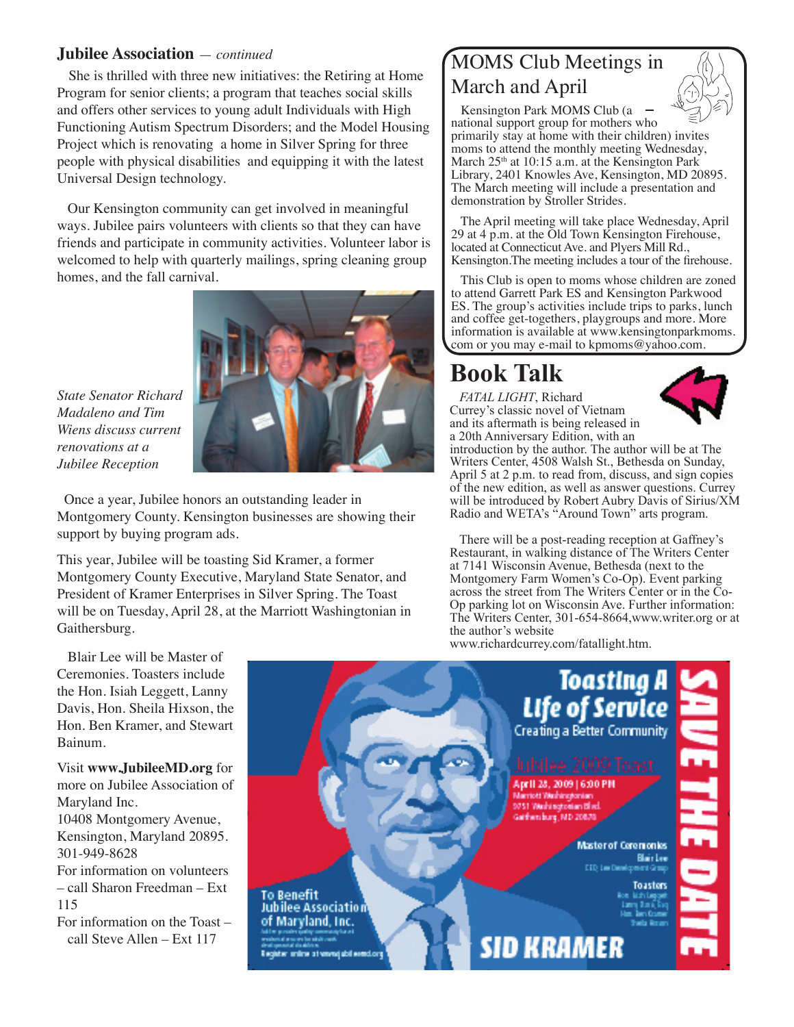## Jubilee Association — *continued*

She is thrilled with three new initiatives: the Retiring at Home Program for senior clients; a program that teaches social skills and offers other services to young adult Individuals with High Functioning Autism Spectrum Disorders; and the Model Housing Project which is renovating a home in Silver Spring for three people with physical disabilities and equipping it with the latest Universal Design technology.

Our Kensington community can get involved in meaningful ways. Jubilee pairs volunteers with clients so that they can have friends and participate in community activities. Volunteer labor is welcomed to help with quarterly mailings, spring cleaning group homes, and the fall carnival.

*State Senator Richard Madaleno and Tim Wiens discuss current renovations at a Jubilee Reception*

Once a year, Jubilee honors an outstanding leader in Montgomery County. Kensington businesses are showing their support by buying program ads.

This year, Jubilee will be toasting Sid Kramer, a former Montgomery County Executive, Maryland State Senator, and President of Kramer Enterprises in Silver Spring. The Toast will be on Tuesday, April 28, at the Marriott Washingtonian in Gaithersburg.

Blair Lee will be Master of Ceremonies. Toasters include the Hon. Isiah Leggett, Lanny Davis, Hon. Sheila Hixson, the Hon. Ben Kramer, and Stewart Bainum.

Visit **www.JubileeMD.org** for more on Jubilee Association of Maryland Inc.
10408 Montgomery Avenue, Kensington, Maryland 20895.
301-949-8628
For information on volunteers – call Sharon Freedman – Ext 115
For information on the Toast – call Steve Allen – Ext 117

Toasting A Life of Service
Creating a Better Community
Jubilee 2009 Toast
April 28, 2009 | 6:00 PM
Marriott Washingtonian
9751 Washingtonian Blvd.
Gaithersburg, MD 20878
Master of Ceremonies
Blair Lee
Toasters
To Benefit Jubilee Association of Maryland, Inc.
SID KRAMER
SAVE THE DATE

## MOMS Club Meetings in March and April

Kensington Park MOMS Club (a – national support group for mothers who primarily stay at home with their children) invites moms to attend the monthly meeting Wednesday, March 25th at 10:15 a.m. at the Kensington Park Library, 2401 Knowles Ave, Kensington, MD 20895. The March meeting will include a presentation and demonstration by Stroller Strides.

The April meeting will take place Wednesday, April 29 at 4 p.m. at the Old Town Kensington Firehouse, located at Connecticut Ave. and Plyers Mill Rd., Kensington.The meeting includes a tour of the firehouse.

This Club is open to moms whose children are zoned to attend Garrett Park ES and Kensington Parkwood ES. The group's activities include trips to parks, lunch and coffee get-togethers, playgroups and more. More information is available at www.kensingtonparkmoms.com or you may e-mail to kpmoms@yahoo.com.

# Book Talk

*FATAL LIGHT*, Richard Currey's classic novel of Vietnam and its aftermath is being released in a 20th Anniversary Edition, with an introduction by the author. The author will be at The Writers Center, 4508 Walsh St., Bethesda on Sunday, April 5 at 2 p.m. to read from, discuss, and sign copies of the new edition, as well as answer questions. Currey will be introduced by Robert Aubry Davis of Sirius/XM Radio and WETA's "Around Town" arts program.

There will be a post-reading reception at Gaffney's Restaurant, in walking distance of The Writers Center at 7141 Wisconsin Avenue, Bethesda (next to the Montgomery Farm Women's Co-Op). Event parking across the street from The Writers Center or in the Co-Op parking lot on Wisconsin Ave. Further information: The Writers Center, 301-654-8664,www.writer.org or at the author's website www.richardcurrey.com/fatallight.htm.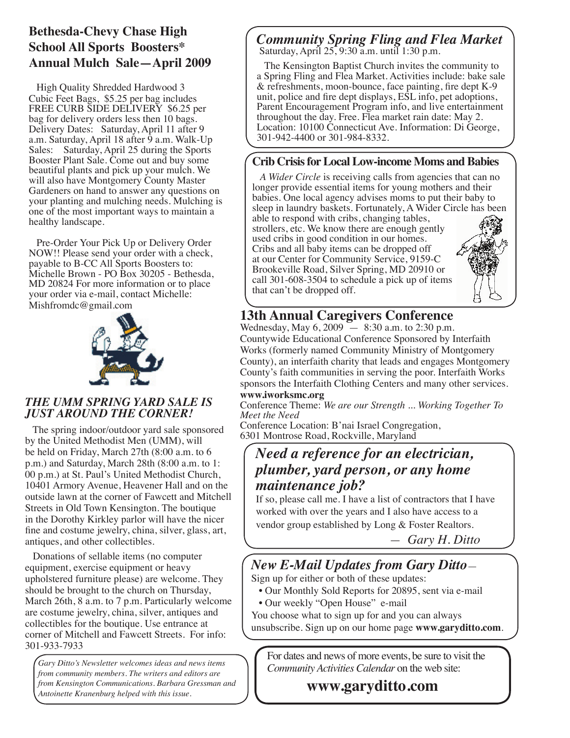## Bethesda-Chevy Chase High School All Sports Boosters* Annual Mulch Sale—April 2009

High Quality Shredded Hardwood 3 Cubic Feet Bags, $5.25 per bag includes FREE CURB SIDE DELIVERY $6.25 per bag for delivery orders less then 10 bags. Delivery Dates: Saturday, April 11 after 9 a.m. Saturday, April 18 after 9 a.m. Walk-Up Sales: Saturday, April 25 during the Sports Booster Plant Sale. Come out and buy some beautiful plants and pick up your mulch. We will also have Montgomery County Master Gardeners on hand to answer any questions on your planting and mulching needs. Mulching is one of the most important ways to maintain a healthy landscape.

Pre-Order Your Pick Up or Delivery Order NOW!! Please send your order with a check, payable to B-CC All Sports Boosters to: Michelle Brown - PO Box 30205 - Bethesda, MD 20824 For more information or to place your order via e-mail, contact Michelle: Mishfromdc@gmail.com

### *THE UMM SPRING YARD SALE IS JUST AROUND THE CORNER!*

The spring indoor/outdoor yard sale sponsored by the United Methodist Men (UMM), will be held on Friday, March 27th (8:00 a.m. to 6 p.m.) and Saturday, March 28th (8:00 a.m. to 1:00 p.m.) at St. Paul's United Methodist Church, 10401 Armory Avenue, Heavener Hall and on the outside lawn at the corner of Fawcett and Mitchell Streets in Old Town Kensington. The boutique in the Dorothy Kirkley parlor will have the nicer fine and costume jewelry, china, silver, glass, art, antiques, and other collectibles.

Donations of sellable items (no computer equipment, exercise equipment or heavy upholstered furniture please) are welcome. They should be brought to the church on Thursday, March 26th, 8 a.m. to 7 p.m. Particularly welcome are costume jewelry, china, silver, antiques and collectibles for the boutique. Use entrance at corner of Mitchell and Fawcett Streets. For info: 301-933-7933

*Gary Ditto's Newsletter welcomes ideas and news items from community members. The writers and editors are from Kensington Communications. Barbara Gressman and Antoinette Kranenburg helped with this issue.*

### *Community Spring Fling and Flea Market*

Saturday, April 25, 9:30 a.m. until 1:30 p.m.

The Kensington Baptist Church invites the community to a Spring Fling and Flea Market. Activities include: bake sale & refreshments, moon-bounce, face painting, fire dept K-9 unit, police and fire dept displays, ESL info, pet adoptions, Parent Encouragement Program info, and live entertainment throughout the day. Free. Flea market rain date: May 2. Location: 10100 Connecticut Ave. Information: Di George, 301-942-4400 or 301-984-8332.

### Crib Crisis for Local Low-income Moms and Babies

*A Wider Circle* is receiving calls from agencies that can no longer provide essential items for young mothers and their babies. One local agency advises moms to put their baby to sleep in laundry baskets. Fortunately, A Wider Circle has been able to respond with cribs, changing tables, strollers, etc. We know there are enough gently used cribs in good condition in our homes. Cribs and all baby items can be dropped off at our Center for Community Service, 9159-C Brookeville Road, Silver Spring, MD 20910 or call 301-608-3504 to schedule a pick up of items that can't be dropped off.

## 13th Annual Caregivers Conference

Wednesday, May 6, 2009 — 8:30 a.m. to 2:30 p.m.
Countywide Educational Conference Sponsored by Interfaith Works (formerly named Community Ministry of Montgomery County), an interfaith charity that leads and engages Montgomery County's faith communities in serving the poor. Interfaith Works sponsors the Interfaith Clothing Centers and many other services.
**www.iworksmc.org**
Conference Theme: *We are our Strength ... Working Together To Meet the Neet*
Conference Location: B'nai Israel Congregation, 6301 Montrose Road, Rockville, Maryland

### *Need a reference for an electrician, plumber, yard person, or any home maintenance job?*

If so, please call me. I have a list of contractors that I have worked with over the years and I also have access to a vendor group established by Long & Foster Realtors.

*— Gary H. Ditto*

### *New E-Mail Updates from Gary Ditto—*

Sign up for either or both of these updates:

- Our Monthly Sold Reports for 20895, sent via e-mail
- Our weekly "Open House" e-mail

You choose what to sign up for and you can always unsubscribe. Sign up on our home page **www.garyditto.com**.

For dates and news of more events, be sure to visit the *Community Activities Calendar* on the web site:

**www.garyditto.com**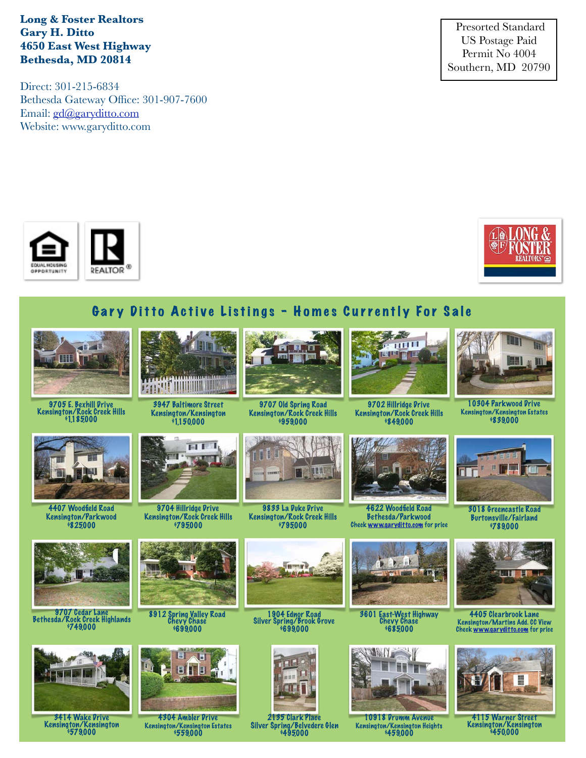**Long & Foster Realtors**
**Gary H. Ditto**
**4650 East West Highway**
**Bethesda, MD 20814**

Direct: 301-215-6834
Bethesda Gateway Office: 301-907-7600
Email: gd@garyditto.com
Website: www.garyditto.com

Presorted Standard
US Postage Paid
Permit No 4004
Southern, MD 20790

EQUAL HOUSING OPPORTUNITY

REALTOR®

LONG & FOSTER REALTORS®

## Gary Ditto Active Listings - Homes Currently For Sale

9705 E. Bexhill Drive
Kensington/Rock Creek Hills
$1,185,000

3947 Baltimore Street
Kensington/Kensington
$1,150,000

9707 Old Spring Road
Kensington/Rock Creek Hills
$959,000

9702 Hillridge Drive
Kensington/Rock Creek Hills
$849,000

10304 Parkwood Drive
Kensington/Kensington Estates
$839,000

4407 Woodfield Road
Kensington/Parkwood
$825,000

9704 Hillridge Drive
Kensington/Rock Creek Hills
$795,000

9833 La Duke Drive
Kensington/Rock Creek Hills
$795,000

4622 Woodfield Road
Bethesda/Parkwood
Check www.garyditto.com for price

3018 Greencastle Road
Burtonsville/Fairland
$789,000

9707 Cedar Lane
Bethesda/Rock Creek Highlands
$749,000

8912 Spring Valley Road
Chevy Chase
$699,000

1904 Ednor Road
Silver Spring/Brook Grove
$699,000

3601 East-West Highway
Chevy Chase
$685,000

4405 Clearbrook Lane
Kensington/Martins Add. CC View
Check www.garyditto.com for price

3414 Wake Drive
Kensington/Kensington
$579,000

4304 Ambler Drive
Kensington/Kensington Estates
$559,000

2135 Clark Place
Silver Spring/Belvedere Glen
$495,000

10918 Drumm Avenue
Kensington/Kensington Heights
$459,000

4115 Warner Street
Kensington/Kensington
$450,000